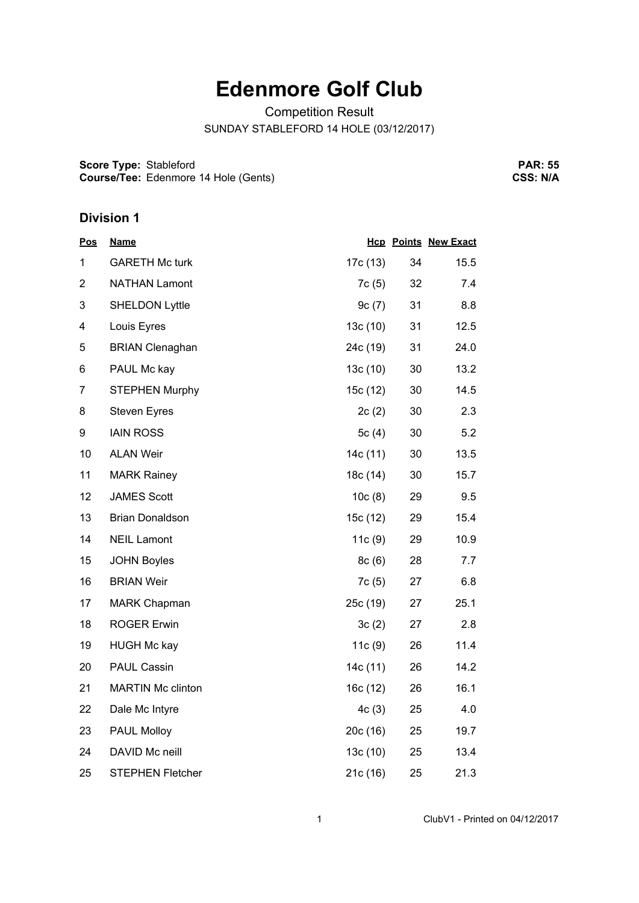# Edenmore Golf Club

Competition Result

SUNDAY STABLEFORD 14 HOLE (03/12/2017)

**Score Type:** Stableford
**Course/Tee:** Edenmore 14 Hole (Gents)

**PAR: 55**
**CSS: N/A**

## Division 1

| Pos | Name | Hcp | Points | New Exact |
|---|---|---|---|---|
| 1 | GARETH Mc turk | 17c (13) | 34 | 15.5 |
| 2 | NATHAN Lamont | 7c (5) | 32 | 7.4 |
| 3 | SHELDON Lyttle | 9c (7) | 31 | 8.8 |
| 4 | Louis Eyres | 13c (10) | 31 | 12.5 |
| 5 | BRIAN Clenaghan | 24c (19) | 31 | 24.0 |
| 6 | PAUL Mc kay | 13c (10) | 30 | 13.2 |
| 7 | STEPHEN Murphy | 15c (12) | 30 | 14.5 |
| 8 | Steven Eyres | 2c (2) | 30 | 2.3 |
| 9 | IAIN ROSS | 5c (4) | 30 | 5.2 |
| 10 | ALAN Weir | 14c (11) | 30 | 13.5 |
| 11 | MARK Rainey | 18c (14) | 30 | 15.7 |
| 12 | JAMES Scott | 10c (8) | 29 | 9.5 |
| 13 | Brian Donaldson | 15c (12) | 29 | 15.4 |
| 14 | NEIL Lamont | 11c (9) | 29 | 10.9 |
| 15 | JOHN Boyles | 8c (6) | 28 | 7.7 |
| 16 | BRIAN Weir | 7c (5) | 27 | 6.8 |
| 17 | MARK Chapman | 25c (19) | 27 | 25.1 |
| 18 | ROGER Erwin | 3c (2) | 27 | 2.8 |
| 19 | HUGH Mc kay | 11c (9) | 26 | 11.4 |
| 20 | PAUL Cassin | 14c (11) | 26 | 14.2 |
| 21 | MARTIN Mc clinton | 16c (12) | 26 | 16.1 |
| 22 | Dale Mc Intyre | 4c (3) | 25 | 4.0 |
| 23 | PAUL Molloy | 20c (16) | 25 | 19.7 |
| 24 | DAVID Mc neill | 13c (10) | 25 | 13.4 |
| 25 | STEPHEN Fletcher | 21c (16) | 25 | 21.3 |

ClubV1 - Printed on 04/12/2017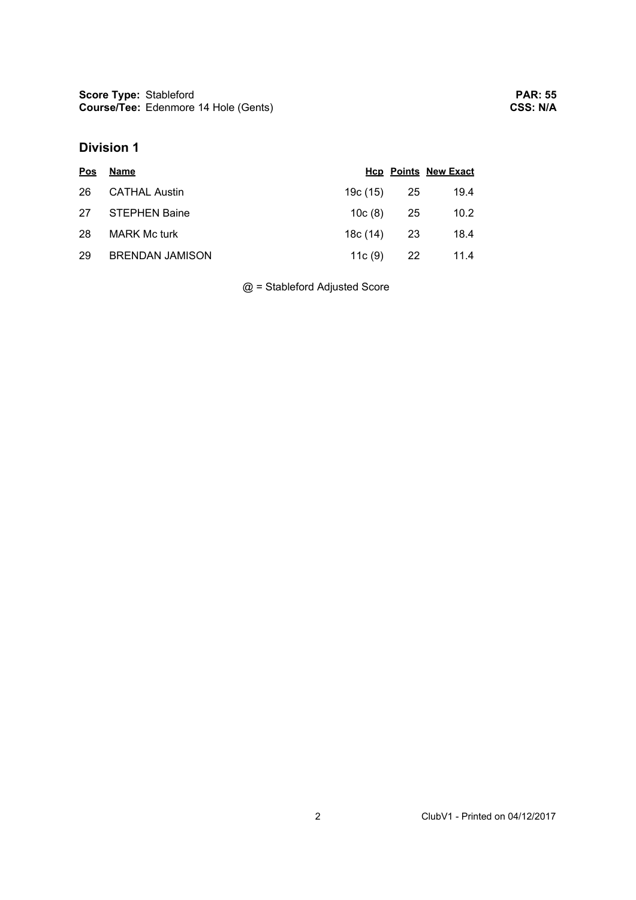**Score Type:** Stableford
**Course/Tee:** Edenmore 14 Hole (Gents)

**PAR: 55**
**CSS: N/A**

## Division 1

| Pos | Name | Hcp | Points | New Exact |
|---|---|---|---|---|
| 26 | CATHAL Austin | 19c (15) | 25 | 19.4 |
| 27 | STEPHEN Baine | 10c (8) | 25 | 10.2 |
| 28 | MARK Mc turk | 18c (14) | 23 | 18.4 |
| 29 | BRENDAN JAMISON | 11c (9) | 22 | 11.4 |

@ = Stableford Adjusted Score

ClubV1 - Printed on 04/12/2017